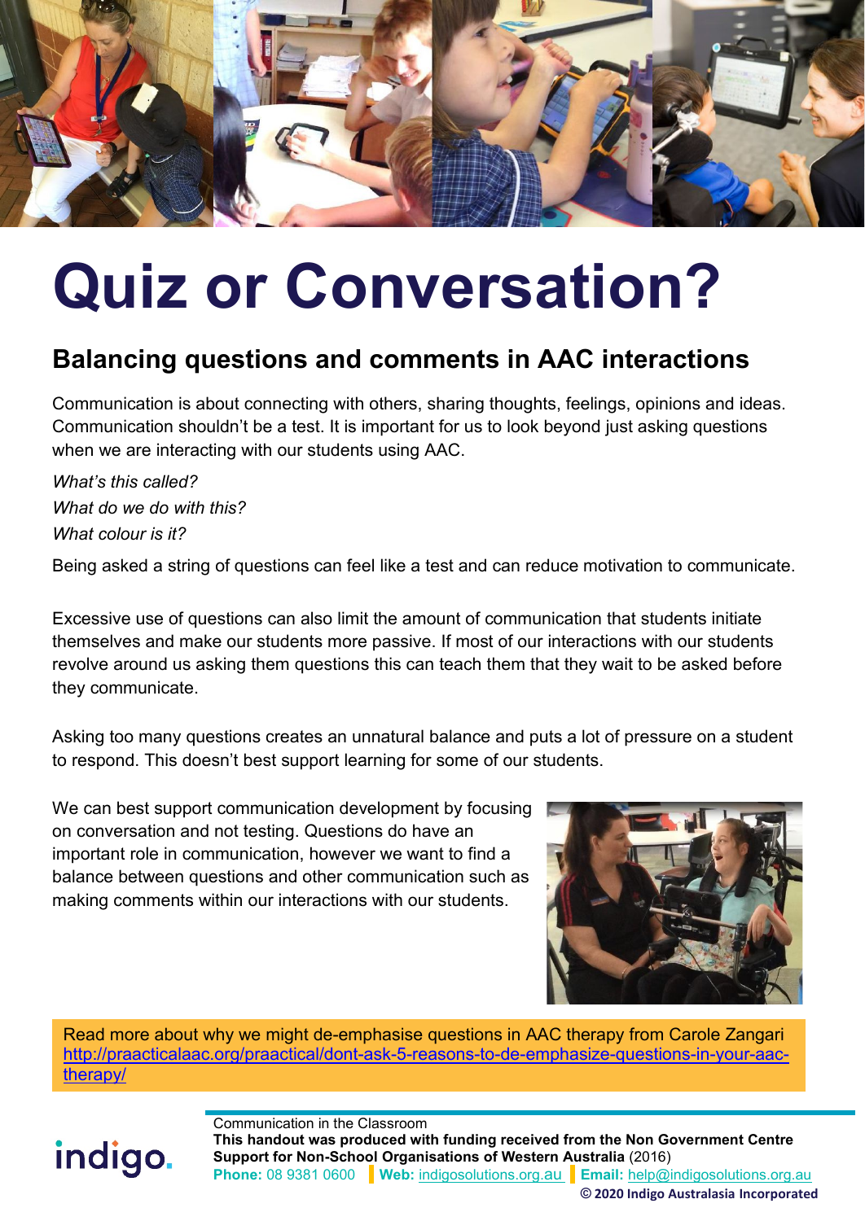# Quiz or Conversation?

## Balancing questions and comments in AAC interactions

Communication is about connecting with others, sharing thoughts, feelings, opinions and ideas. Communication shouldn't be a test. It is important for us to look beyond just asking questions when we are interacting with our students using AAC.

*What's this called?*
*What do we do with this?*
*What colour is it?*

Being asked a string of questions can feel like a test and can reduce motivation to communicate.

Excessive use of questions can also limit the amount of communication that students initiate themselves and make our students more passive. If most of our interactions with our students revolve around us asking them questions this can teach them that they wait to be asked before they communicate.

Asking too many questions creates an unnatural balance and puts a lot of pressure on a student to respond. This doesn't best support learning for some of our students.

We can best support communication development by focusing on conversation and not testing. Questions do have an important role in communication, however we want to find a balance between questions and other communication such as making comments within our interactions with our students.

Read more about why we might de-emphasise questions in AAC therapy from Carole Zangari http://praacticalaac.org/praactical/dont-ask-5-reasons-to-de-emphasize-questions-in-your-aac-therapy/

indigo.

Communication in the Classroom
**This handout was produced with funding received from the Non Government Centre Support for Non-School Organisations of Western Australia** (2016)
**Phone:** 08 9381 0600 **Web:** indigosolutions.org.au **Email:** help@indigosolutions.org.au
**© 2020 Indigo Australasia Incorporated**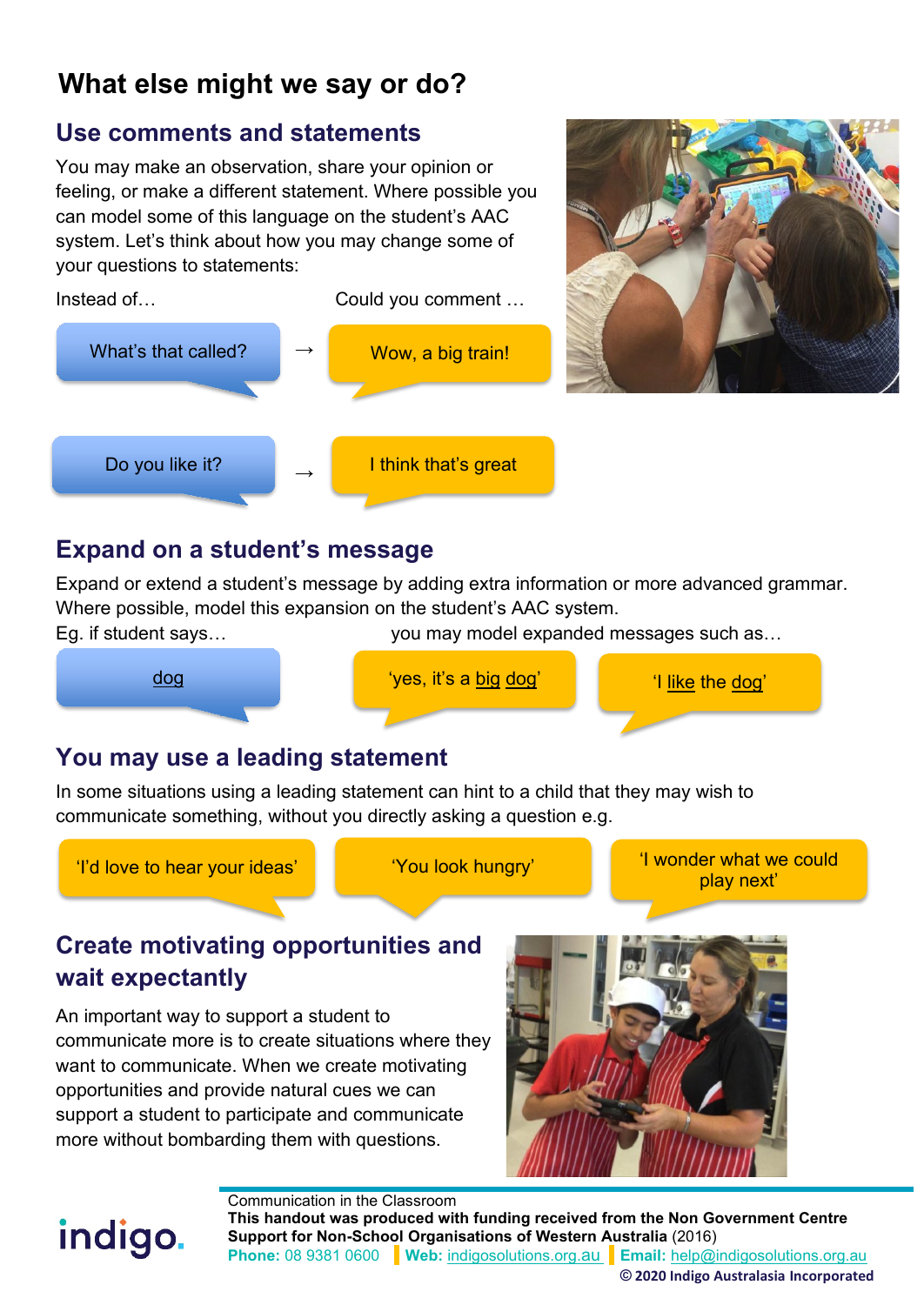# What else might we say or do?

## Use comments and statements

You may make an observation, share your opinion or feeling, or make a different statement. Where possible you can model some of this language on the student's AAC system. Let's think about how you may change some of your questions to statements:

| Instead of… | | Could you comment … |
|---|---|---|
| What's that called? | → | Wow, a big train! |
| Do you like it? | → | I think that's great |

## Expand on a student's message

Expand or extend a student's message by adding extra information or more advanced grammar. Where possible, model this expansion on the student's AAC system.

Eg. if student says… you may model expanded messages such as…

- dog
- 'yes, it's a big dog'
- 'I like the dog'

## You may use a leading statement

In some situations using a leading statement can hint to a child that they may wish to communicate something, without you directly asking a question e.g.

- 'I'd love to hear your ideas'
- 'You look hungry'
- 'I wonder what we could play next'

## Create motivating opportunities and wait expectantly

An important way to support a student to communicate more is to create situations where they want to communicate. When we create motivating opportunities and provide natural cues we can support a student to participate and communicate more without bombarding them with questions.

indigo.

Communication in the Classroom

**This handout was produced with funding received from the Non Government Centre Support for Non-School Organisations of Western Australia** (2016)

**Phone:** 08 9381 0600 | **Web:** indigosolutions.org.au | **Email:** help@indigosolutions.org.au

**© 2020 Indigo Australasia Incorporated**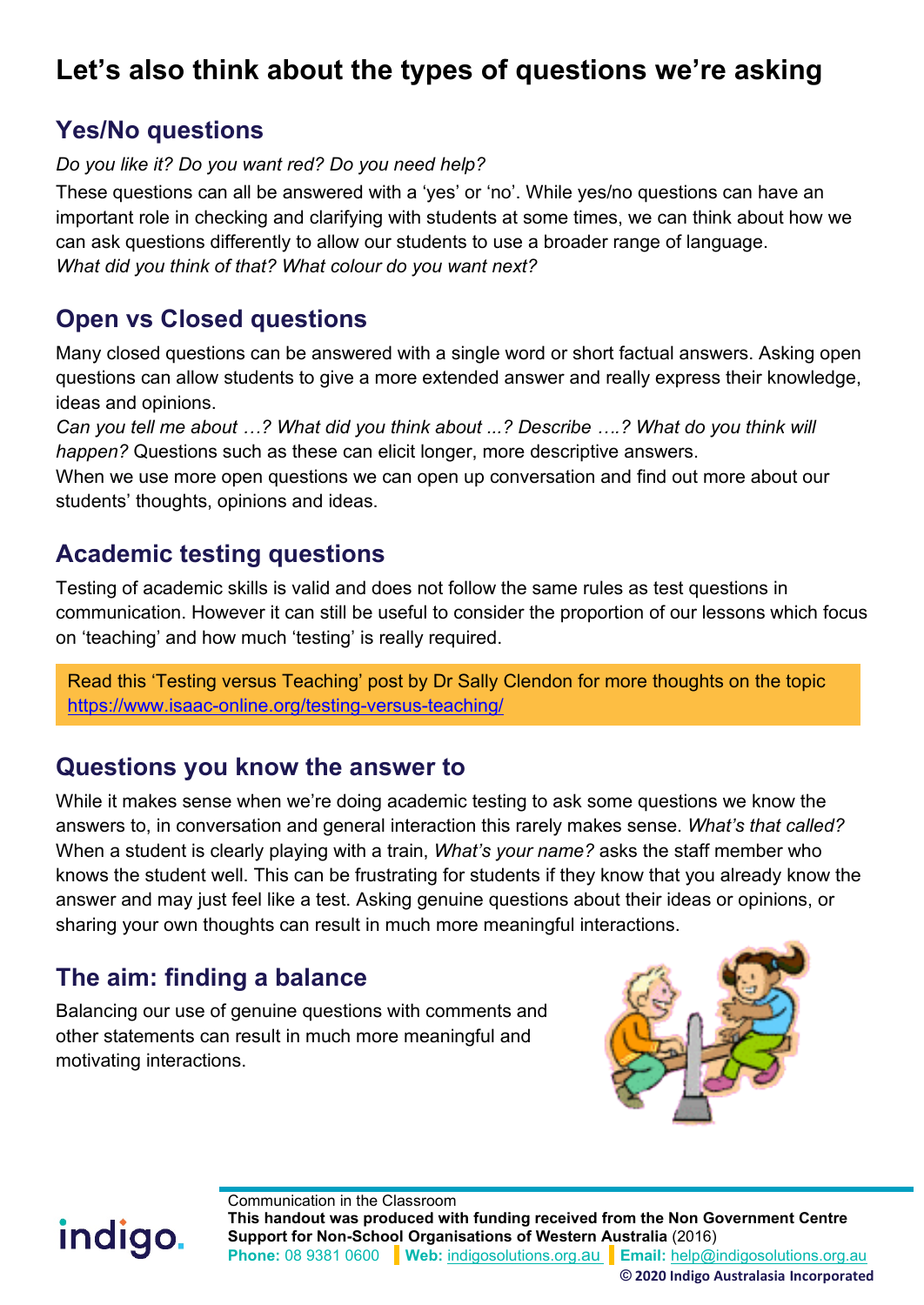# Let's also think about the types of questions we're asking

## Yes/No questions

*Do you like it? Do you want red? Do you need help?*

These questions can all be answered with a 'yes' or 'no'. While yes/no questions can have an important role in checking and clarifying with students at some times, we can think about how we can ask questions differently to allow our students to use a broader range of language.
*What did you think of that? What colour do you want next?*

## Open vs Closed questions

Many closed questions can be answered with a single word or short factual answers. Asking open questions can allow students to give a more extended answer and really express their knowledge, ideas and opinions.

*Can you tell me about …? What did you think about ...? Describe ….? What do you think will happen?* Questions such as these can elicit longer, more descriptive answers.

When we use more open questions we can open up conversation and find out more about our students' thoughts, opinions and ideas.

## Academic testing questions

Testing of academic skills is valid and does not follow the same rules as test questions in communication. However it can still be useful to consider the proportion of our lessons which focus on 'teaching' and how much 'testing' is really required.

Read this 'Testing versus Teaching' post by Dr Sally Clendon for more thoughts on the topic
https://www.isaac-online.org/testing-versus-teaching/

## Questions you know the answer to

While it makes sense when we're doing academic testing to ask some questions we know the answers to, in conversation and general interaction this rarely makes sense. *What's that called?* When a student is clearly playing with a train, *What's your name?* asks the staff member who knows the student well. This can be frustrating for students if they know that you already know the answer and may just feel like a test. Asking genuine questions about their ideas or opinions, or sharing your own thoughts can result in much more meaningful interactions.

## The aim: finding a balance

Balancing our use of genuine questions with comments and other statements can result in much more meaningful and motivating interactions.

indigo.

Communication in the Classroom
**This handout was produced with funding received from the Non Government Centre Support for Non-School Organisations of Western Australia** (2016)
**Phone:** 08 9381 0600 **Web:** indigosolutions.org.au **Email:** help@indigosolutions.org.au
**© 2020 Indigo Australasia Incorporated**